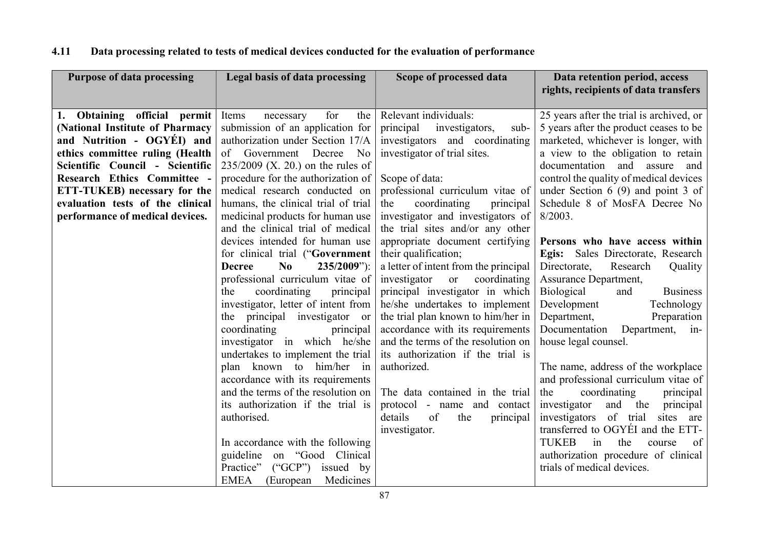## 4.11 Data processing related to tests of medical devices conducted for the evaluation of performance

| Purpose of data processing | Legal basis of data processing | Scope of processed data | Data retention period, access rights, recipients of data transfers |
|---|---|---|---|
| **1. Obtaining official permit (National Institute of Pharmacy and Nutrition - OGYÉI) and ethics committee ruling (Health Scientific Council - Scientific Research Ethics Committee - ETT-TUKEB) necessary for the evaluation tests of the clinical performance of medical devices.** | Items necessary for the submission of an application for authorization under Section 17/A of Government Decree No 235/2009 (X. 20.) on the rules of procedure for the authorization of medical research conducted on humans, the clinical trial of trial medicinal products for human use and the clinical trial of medical devices intended for human use for clinical trial ("**Government Decree No 235/2009**"): professional curriculum vitae of the coordinating principal investigator, letter of intent from the principal investigator or coordinating principal investigator in which he/she undertakes to implement the trial plan known to him/her in accordance with its requirements and the terms of the resolution on its authorization if the trial is authorised.<br><br>In accordance with the following guideline on "Good Clinical Practice" ("GCP") issued by EMEA (European Medicines | Relevant individuals:<br>principal investigators, sub-investigators and coordinating investigator of trial sites.<br><br>Scope of data:<br>professional curriculum vitae of the coordinating principal investigator and investigators of the trial sites and/or any other appropriate document certifying their qualification;<br>a letter of intent from the principal investigator or coordinating principal investigator in which he/she undertakes to implement the trial plan known to him/her in accordance with its requirements and the terms of the resolution on its authorization if the trial is authorized.<br><br>The data contained in the trial protocol - name and contact details of the principal investigator. | 25 years after the trial is archived, or 5 years after the product ceases to be marketed, whichever is longer, with a view to the obligation to retain documentation and assure and control the quality of medical devices under Section 6 (9) and point 3 of Schedule 8 of MosFA Decree No 8/2003.<br><br>**Persons who have access within Egis:** Sales Directorate, Research Directorate, Research Quality Assurance Department, Biological and Business Development Technology Department, Preparation Documentation Department, in-house legal counsel.<br><br>The name, address of the workplace and professional curriculum vitae of the coordinating principal investigator and the principal investigators of trial sites are transferred to OGYÉI and the ETT-TUKEB in the course of authorization procedure of clinical trials of medical devices. |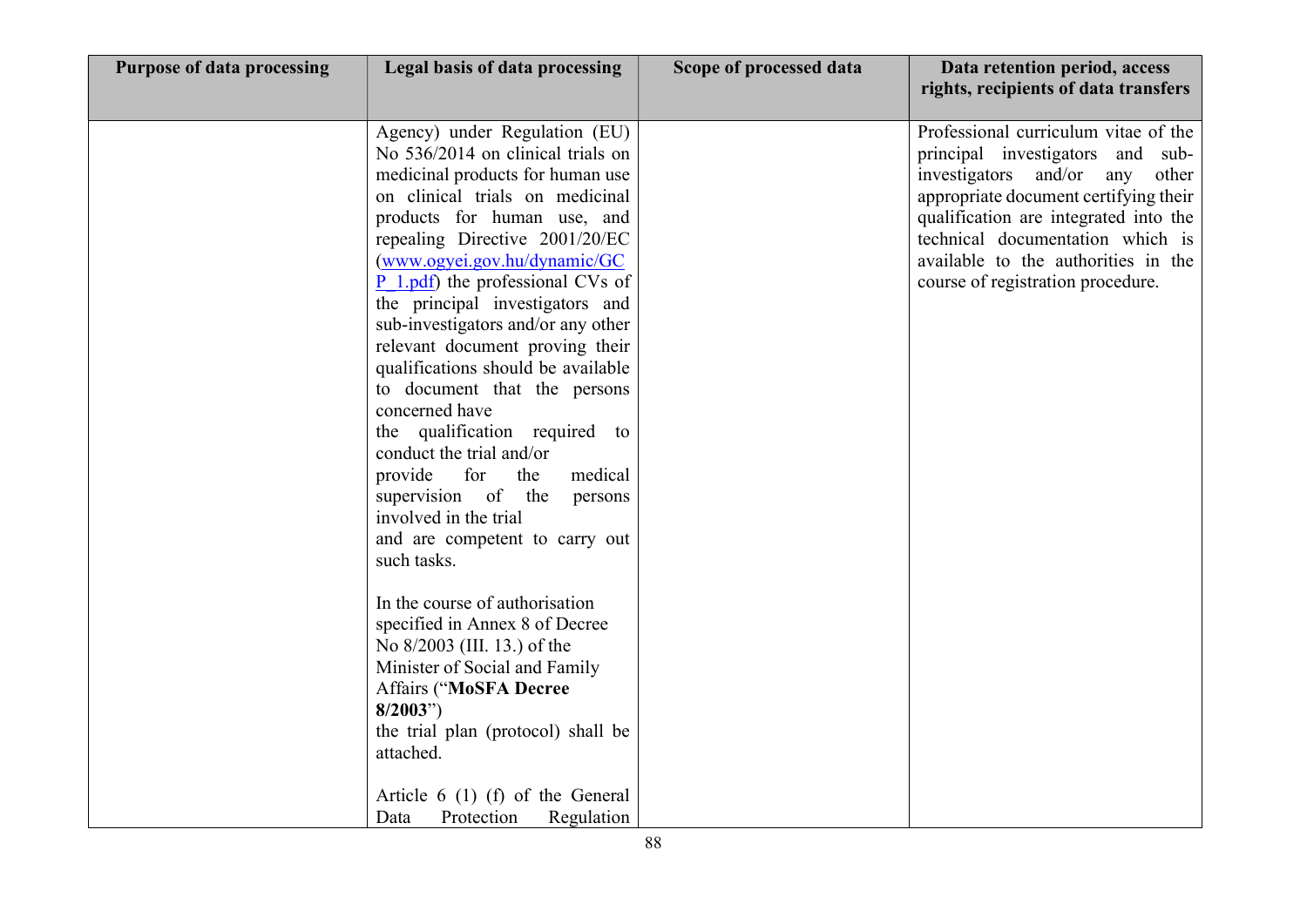| Purpose of data processing | Legal basis of data processing | Scope of processed data | Data retention period, access rights, recipients of data transfers |
|---|---|---|---|
| | Agency) under Regulation (EU) No 536/2014 on clinical trials on medicinal products for human use on clinical trials on medicinal products for human use, and repealing Directive 2001/20/EC ([www.ogyei.gov.hu/dynamic/GCP_1.pdf](www.ogyei.gov.hu/dynamic/GCP_1.pdf)) the professional CVs of the principal investigators and sub-investigators and/or any other relevant document proving their qualifications should be available to document that the persons concerned have the qualification required to conduct the trial and/or provide for the medical supervision of the persons involved in the trial and are competent to carry out such tasks.<br><br>In the course of authorisation specified in Annex 8 of Decree No 8/2003 (III. 13.) of the Minister of Social and Family Affairs ("**MoSFA Decree 8/2003**") the trial plan (protocol) shall be attached.<br><br>Article 6 (1) (f) of the General Data Protection Regulation | | Professional curriculum vitae of the principal investigators and sub-investigators and/or any other appropriate document certifying their qualification are integrated into the technical documentation which is available to the authorities in the course of registration procedure. |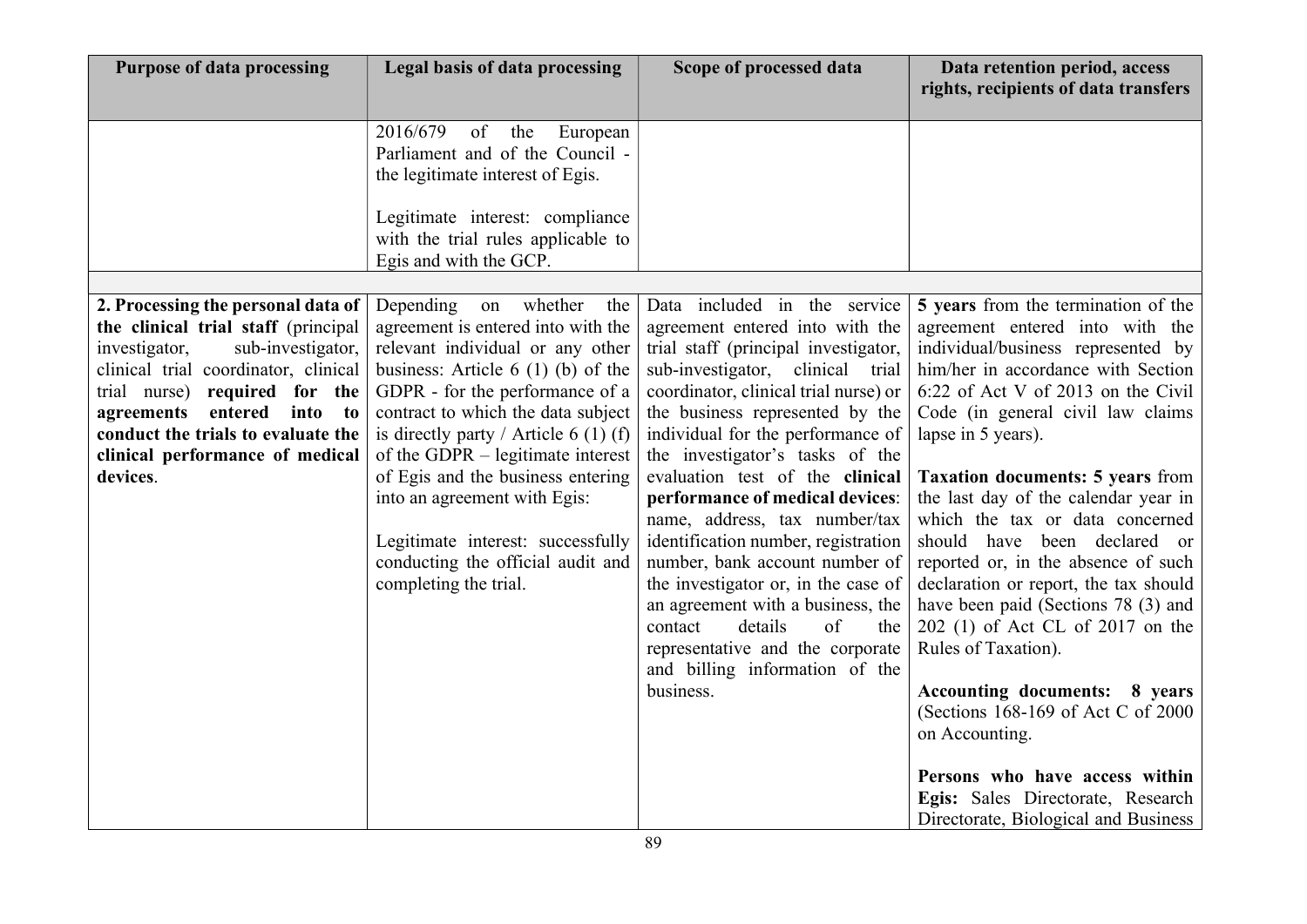| Purpose of data processing | Legal basis of data processing | Scope of processed data | Data retention period, access rights, recipients of data transfers |
|---|---|---|---|
| | 2016/679 of the European Parliament and of the Council - the legitimate interest of Egis.<br><br>Legitimate interest: compliance with the trial rules applicable to Egis and with the GCP. | | |
| | | | |
| **2. Processing the personal data of the clinical trial staff** (principal investigator, sub-investigator, clinical trial coordinator, clinical trial nurse) **required for the agreements entered into to conduct the trials to evaluate the clinical performance of medical devices**. | Depending on whether the agreement is entered into with the relevant individual or any other business: Article 6 (1) (b) of the GDPR - for the performance of a contract to which the data subject is directly party / Article 6 (1) (f) of the GDPR – legitimate interest of Egis and the business entering into an agreement with Egis:<br><br>Legitimate interest: successfully conducting the official audit and completing the trial. | Data included in the service agreement entered into with the trial staff (principal investigator, sub-investigator, clinical trial coordinator, clinical trial nurse) or the business represented by the individual for the performance of the investigator's tasks of the evaluation test of the **clinical performance of medical devices**: name, address, tax number/tax identification number, registration number, bank account number of the investigator or, in the case of an agreement with a business, the contact details of the representative and the corporate and billing information of the business. | **5 years** from the termination of the agreement entered into with the individual/business represented by him/her in accordance with Section 6:22 of Act V of 2013 on the Civil Code (in general civil law claims lapse in 5 years).<br><br>**Taxation documents: 5 years** from the last day of the calendar year in which the tax or data concerned should have been declared or reported or, in the absence of such declaration or report, the tax should have been paid (Sections 78 (3) and 202 (1) of Act CL of 2017 on the Rules of Taxation).<br><br>**Accounting documents: 8 years** (Sections 168-169 of Act C of 2000 on Accounting.<br><br>**Persons who have access within Egis:** Sales Directorate, Research Directorate, Biological and Business |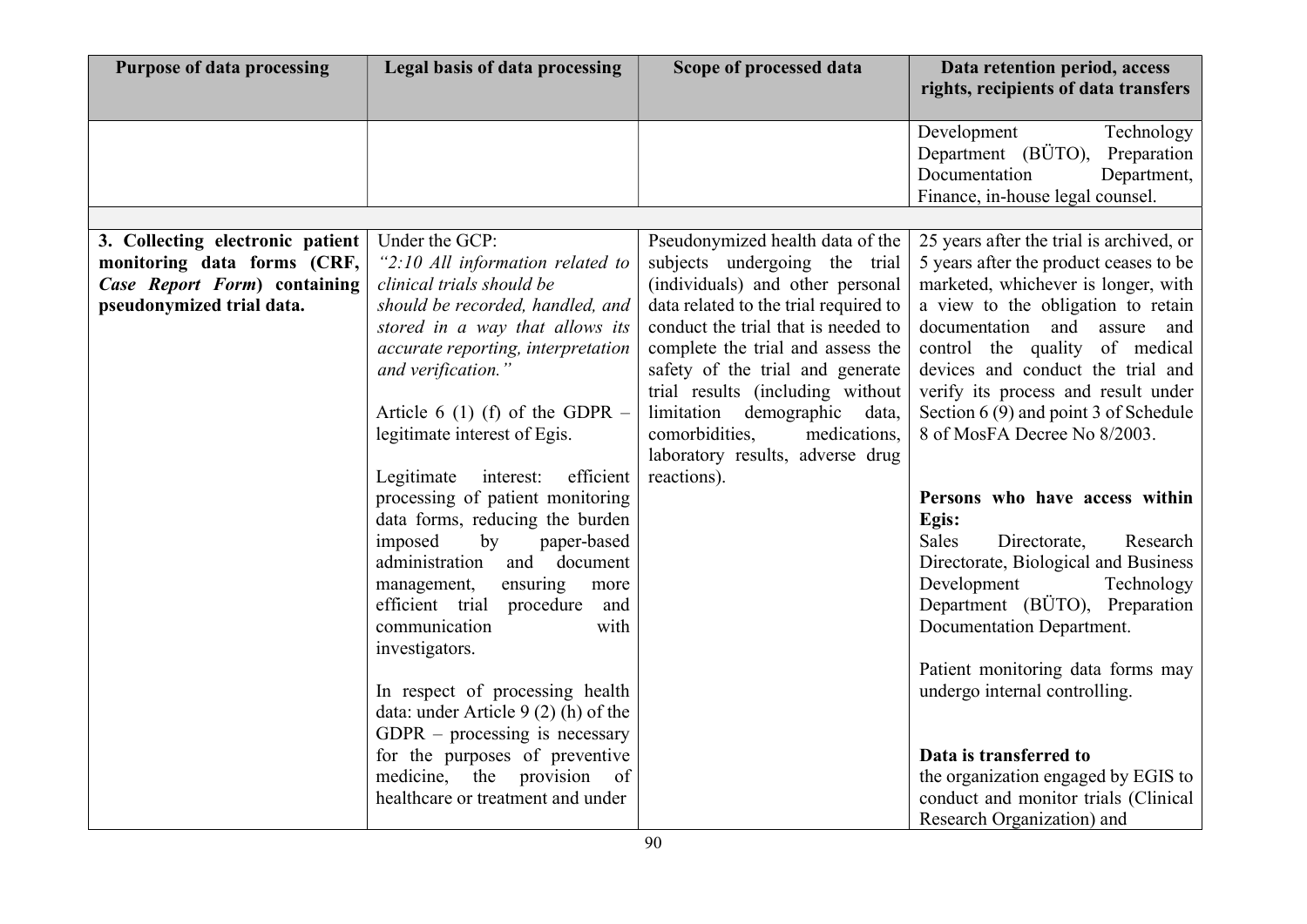| Purpose of data processing | Legal basis of data processing | Scope of processed data | Data retention period, access rights, recipients of data transfers |
| --- | --- | --- | --- |
| | | | Development Technology Department (BÜTO), Preparation Documentation Department, Finance, in-house legal counsel. |
| | | | |
| **3. Collecting electronic patient monitoring data forms (CRF, *Case Report Form*) containing pseudonymized trial data.** | Under the GCP:<br>*"2:10 All information related to clinical trials should be should be recorded, handled, and stored in a way that allows its accurate reporting, interpretation and verification."*<br><br>Article 6 (1) (f) of the GDPR – legitimate interest of Egis.<br><br>Legitimate interest: efficient processing of patient monitoring data forms, reducing the burden imposed by paper-based administration and document management, ensuring more efficient trial procedure and communication with investigators.<br><br>In respect of processing health data: under Article 9 (2) (h) of the GDPR – processing is necessary for the purposes of preventive medicine, the provision of healthcare or treatment and under | Pseudonymized health data of the subjects undergoing the trial (individuals) and other personal data related to the trial required to conduct the trial that is needed to complete the trial and assess the safety of the trial and generate trial results (including without limitation demographic data, comorbidities, medications, laboratory results, adverse drug reactions). | 25 years after the trial is archived, or 5 years after the product ceases to be marketed, whichever is longer, with a view to the obligation to retain documentation and assure and control the quality of medical devices and conduct the trial and verify its process and result under Section 6 (9) and point 3 of Schedule 8 of MosFA Decree No 8/2003.<br><br>**Persons who have access within Egis:**<br>Sales Directorate, Research Directorate, Biological and Business Development Technology Department (BÜTO), Preparation Documentation Department.<br><br>Patient monitoring data forms may undergo internal controlling.<br><br>**Data is transferred to**<br>the organization engaged by EGIS to conduct and monitor trials (Clinical Research Organization) and |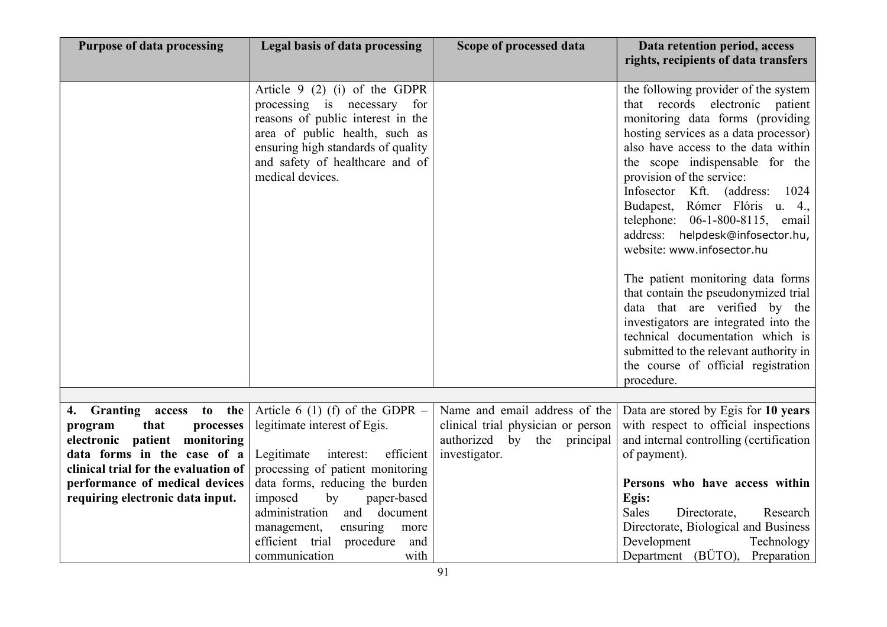| Purpose of data processing | Legal basis of data processing | Scope of processed data | Data retention period, access rights, recipients of data transfers |
|---|---|---|---|
| | Article 9 (2) (i) of the GDPR processing is necessary for reasons of public interest in the area of public health, such as ensuring high standards of quality and safety of healthcare and of medical devices. | | the following provider of the system that records electronic patient monitoring data forms (providing hosting services as a data processor) also have access to the data within the scope indispensable for the provision of the service:<br>Infosector Kft. (address: 1024 Budapest, Rómer Flóris u. 4., telephone: 06-1-800-8115, email address: helpdesk@infosector.hu, website: www.infosector.hu<br><br>The patient monitoring data forms that contain the pseudonymized trial data that are verified by the investigators are integrated into the technical documentation which is submitted to the relevant authority in the course of official registration procedure. |
| | | | |
| **4. Granting access to the program that processes electronic patient monitoring data forms in the case of a clinical trial for the evaluation of performance of medical devices requiring electronic data input.** | Article 6 (1) (f) of the GDPR – legitimate interest of Egis.<br><br>Legitimate interest: efficient processing of patient monitoring data forms, reducing the burden imposed by paper-based administration and document management, ensuring more efficient trial procedure and communication with | Name and email address of the clinical trial physician or person authorized by the principal investigator. | Data are stored by Egis for **10 years** with respect to official inspections and internal controlling (certification of payment).<br><br>**Persons who have access within Egis:**<br>Sales Directorate, Research Directorate, Biological and Business Development Technology Department (BÜTO), Preparation |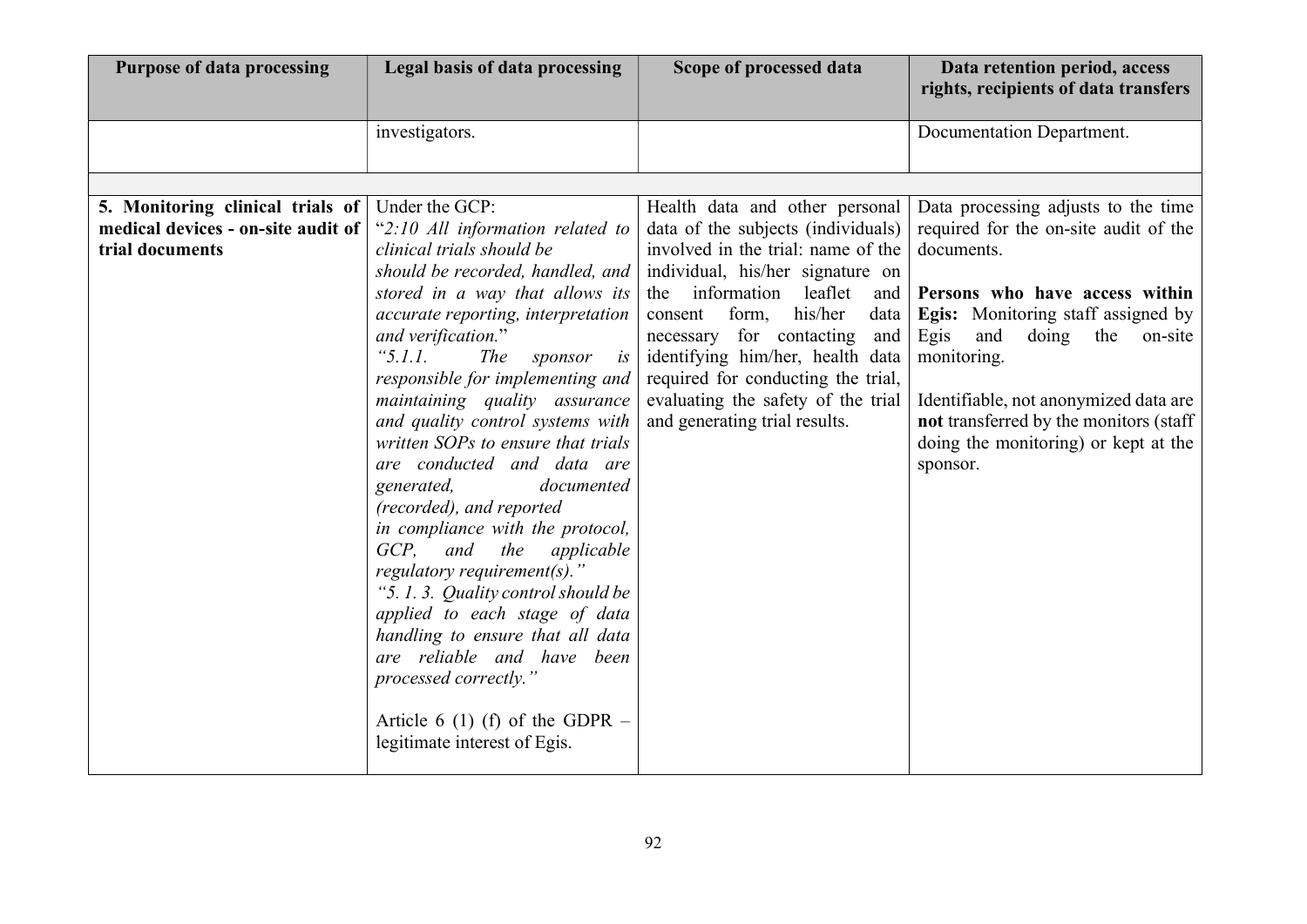| Purpose of data processing | Legal basis of data processing | Scope of processed data | Data retention period, access rights, recipients of data transfers |
|---|---|---|---|
| | investigators. | | Documentation Department. |
| | | | |
| **5. Monitoring clinical trials of medical devices - on-site audit of trial documents** | Under the GCP:<br>"*2:10 All information related to clinical trials should be should be recorded, handled, and stored in a way that allows its accurate reporting, interpretation and verification.*"<br>*"5.1.1. The sponsor is responsible for implementing and maintaining quality assurance and quality control systems with written SOPs to ensure that trials are conducted and data are generated, documented (recorded), and reported in compliance with the protocol, GCP, and the applicable regulatory requirement(s)."*<br>*"5. 1. 3. Quality control should be applied to each stage of data handling to ensure that all data are reliable and have been processed correctly."*<br><br>Article 6 (1) (f) of the GDPR – legitimate interest of Egis. | Health data and other personal data of the subjects (individuals) involved in the trial: name of the individual, his/her signature on the information leaflet and consent form, his/her data necessary for contacting and identifying him/her, health data required for conducting the trial, evaluating the safety of the trial and generating trial results. | Data processing adjusts to the time required for the on-site audit of the documents.<br><br>**Persons who have access within Egis:** Monitoring staff assigned by Egis and doing the on-site monitoring.<br><br>Identifiable, not anonymized data are **not** transferred by the monitors (staff doing the monitoring) or kept at the sponsor. |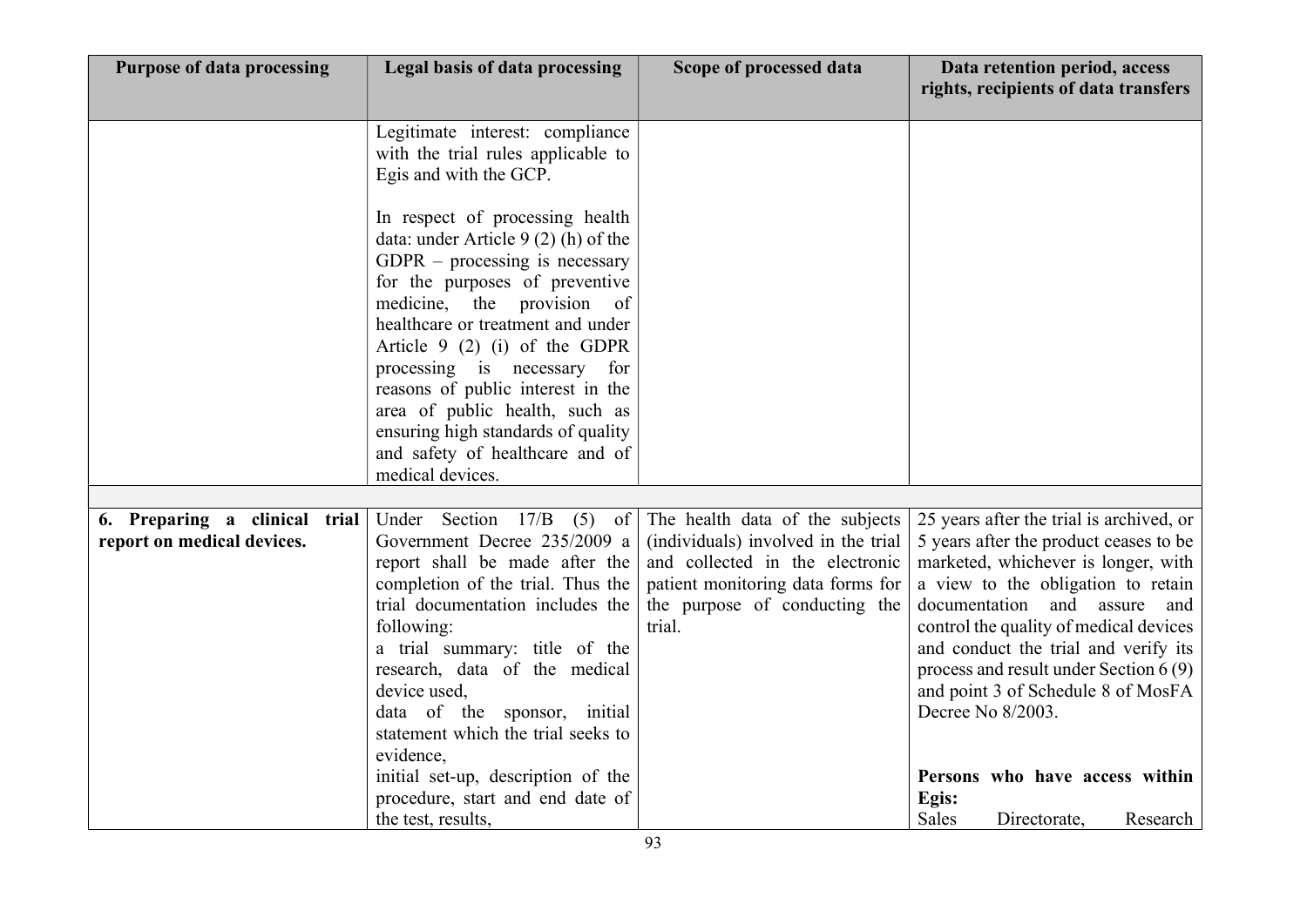| Purpose of data processing | Legal basis of data processing | Scope of processed data | Data retention period, access rights, recipients of data transfers |
|---|---|---|---|
| | Legitimate interest: compliance with the trial rules applicable to Egis and with the GCP.<br><br>In respect of processing health data: under Article 9 (2) (h) of the GDPR – processing is necessary for the purposes of preventive medicine, the provision of healthcare or treatment and under Article 9 (2) (i) of the GDPR processing is necessary for reasons of public interest in the area of public health, such as ensuring high standards of quality and safety of healthcare and of medical devices. | | |
| | | | |
| **6. Preparing a clinical trial report on medical devices.** | Under Section 17/B (5) of Government Decree 235/2009 a report shall be made after the completion of the trial. Thus the trial documentation includes the following:<br>a trial summary: title of the research, data of the medical device used,<br>data of the sponsor, initial statement which the trial seeks to evidence,<br>initial set-up, description of the procedure, start and end date of the test, results, | The health data of the subjects (individuals) involved in the trial and collected in the electronic patient monitoring data forms for the purpose of conducting the trial. | 25 years after the trial is archived, or 5 years after the product ceases to be marketed, whichever is longer, with a view to the obligation to retain documentation and assure and control the quality of medical devices and conduct the trial and verify its process and result under Section 6 (9) and point 3 of Schedule 8 of MosFA Decree No 8/2003.<br><br>**Persons who have access within Egis:**<br>Sales Directorate, Research |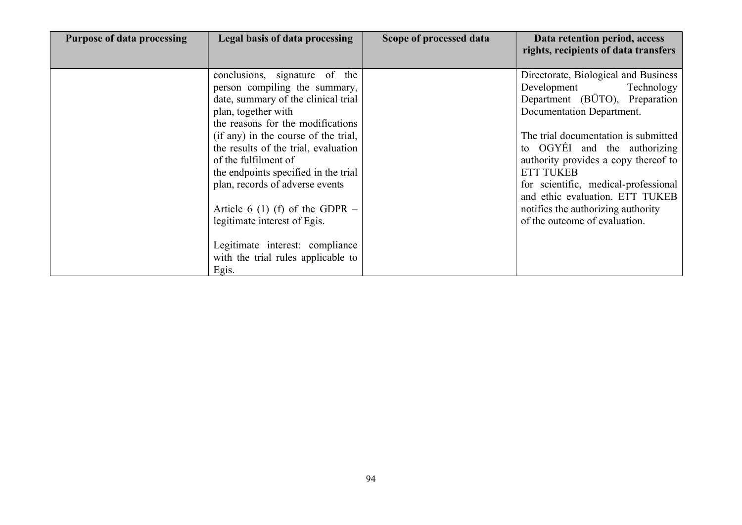| Purpose of data processing | Legal basis of data processing | Scope of processed data | Data retention period, access rights, recipients of data transfers |
|---|---|---|---|
| | conclusions, signature of the person compiling the summary, date, summary of the clinical trial plan, together with the reasons for the modifications (if any) in the course of the trial, the results of the trial, evaluation of the fulfilment of the endpoints specified in the trial plan, records of adverse events<br><br>Article 6 (1) (f) of the GDPR – legitimate interest of Egis.<br><br>Legitimate interest: compliance with the trial rules applicable to Egis. | | Directorate, Biological and Business Development Technology Department (BÜTO), Preparation Documentation Department.<br><br>The trial documentation is submitted to OGYÉI and the authorizing authority provides a copy thereof to ETT TUKEB for scientific, medical-professional and ethic evaluation. ETT TUKEB notifies the authorizing authority of the outcome of evaluation. |